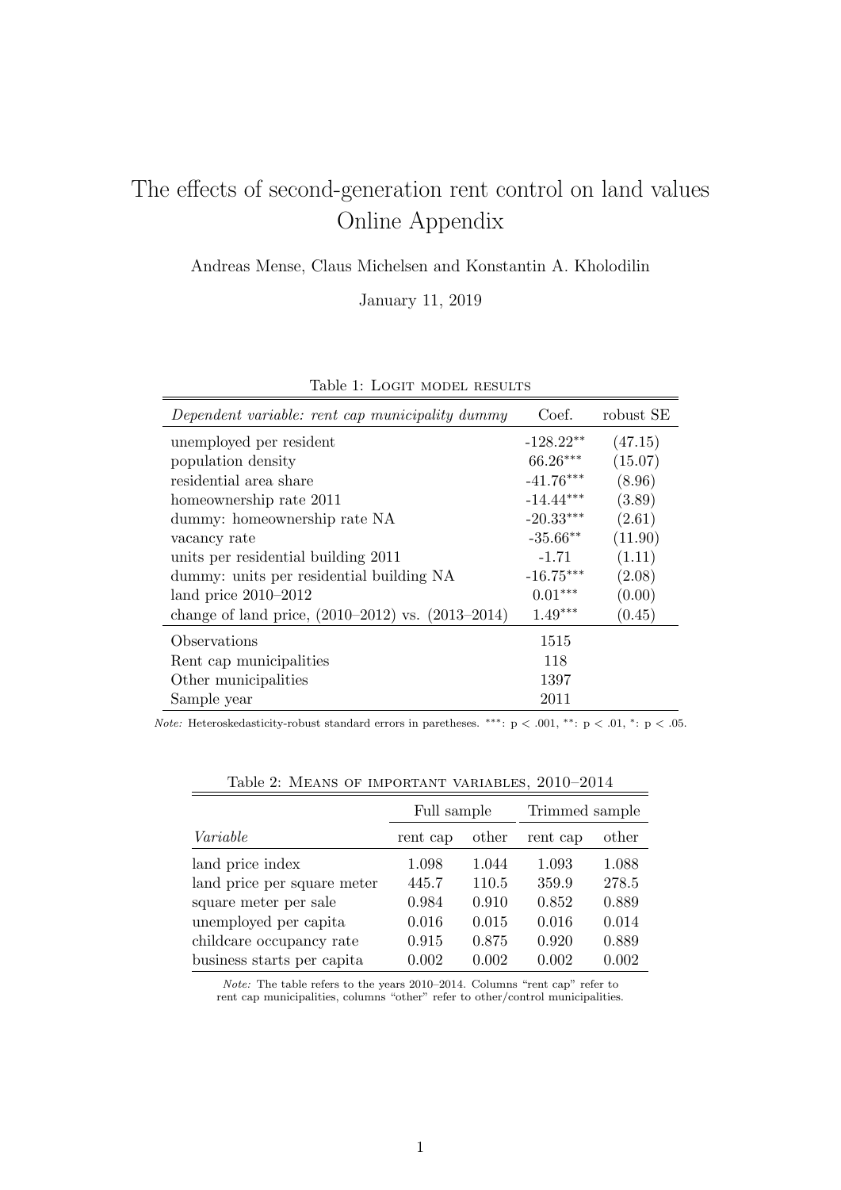# The effects of second-generation rent control on land values
## Online Appendix

Andreas Mense, Claus Michelsen and Konstantin A. Kholodilin

January 11, 2019

Table 1: Logit model results

| *Dependent variable: rent cap municipality dummy* | Coef. | robust SE |
|---|---|---|
| unemployed per resident | -128.22** | (47.15) |
| population density | 66.26*** | (15.07) |
| residential area share | -41.76*** | (8.96) |
| homeownership rate 2011 | -14.44*** | (3.89) |
| dummy: homeownership rate NA | -20.33*** | (2.61) |
| vacancy rate | -35.66** | (11.90) |
| units per residential building 2011 | -1.71 | (1.11) |
| dummy: units per residential building NA | -16.75*** | (2.08) |
| land price 2010–2012 | 0.01*** | (0.00) |
| change of land price, (2010–2012) vs. (2013–2014) | 1.49*** | (0.45) |
| Observations | 1515 | |
| Rent cap municipalities | 118 | |
| Other municipalities | 1397 | |
| Sample year | 2011 | |

*Note:* Heteroskedasticity-robust standard errors in paretheses. ***: $p < .001$, **: $p < .01$, *: $p < .05$.

Table 2: Means of important variables, 2010–2014

| | Full sample | | Trimmed sample | |
|---|---|---|---|---|
| *Variable* | rent cap | other | rent cap | other |
| land price index | 1.098 | 1.044 | 1.093 | 1.088 |
| land price per square meter | 445.7 | 110.5 | 359.9 | 278.5 |
| square meter per sale | 0.984 | 0.910 | 0.852 | 0.889 |
| unemployed per capita | 0.016 | 0.015 | 0.016 | 0.014 |
| childcare occupancy rate | 0.915 | 0.875 | 0.920 | 0.889 |
| business starts per capita | 0.002 | 0.002 | 0.002 | 0.002 |

*Note:* The table refers to the years 2010–2014. Columns "rent cap" refer to rent cap municipalities, columns "other" refer to other/control municipalities.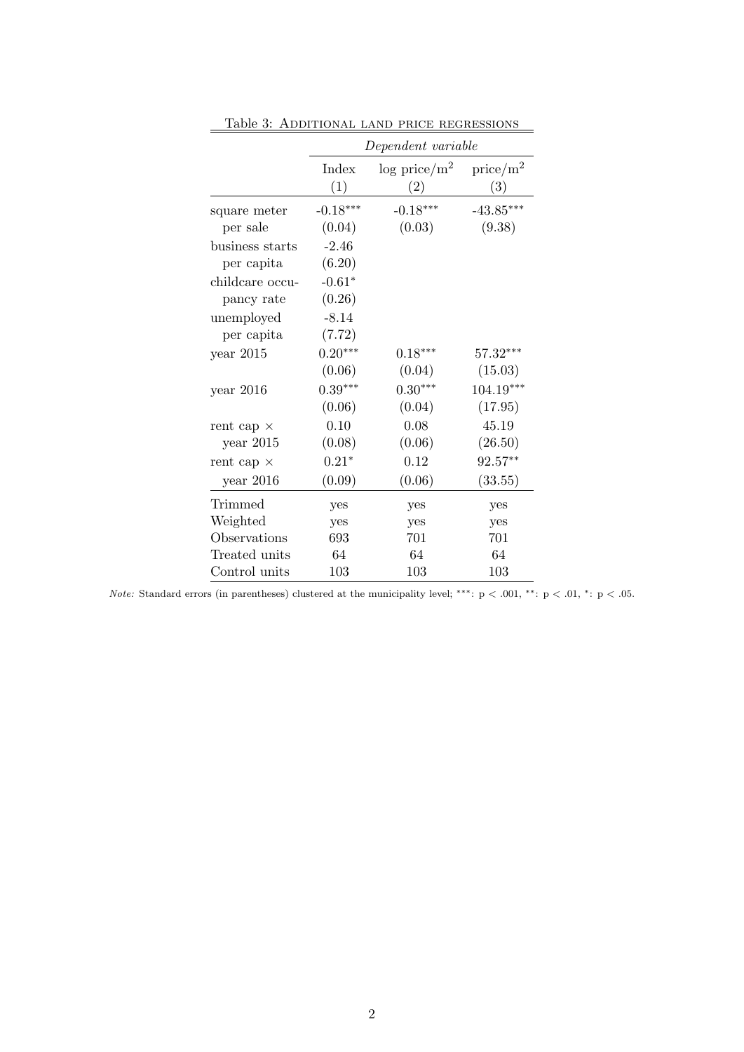Table 3: Additional land price regressions

| | *Dependent variable* | | |
|---|---|---|---|
| | Index (1) | log price/m$^2$ (2) | price/m$^2$ (3) |
| square meter per sale | -0.18$^{***}$ (0.04) | -0.18$^{***}$ (0.03) | -43.85$^{***}$ (9.38) |
| business starts per capita | -2.46 (6.20) | | |
| childcare occupancy rate | -0.61$^{*}$ (0.26) | | |
| unemployed per capita | -8.14 (7.72) | | |
| year 2015 | 0.20$^{***}$ (0.06) | 0.18$^{***}$ (0.04) | 57.32$^{***}$ (15.03) |
| year 2016 | 0.39$^{***}$ (0.06) | 0.30$^{***}$ (0.04) | 104.19$^{***}$ (17.95) |
| rent cap × year 2015 | 0.10 (0.08) | 0.08 (0.06) | 45.19 (26.50) |
| rent cap × year 2016 | 0.21$^{*}$ (0.09) | 0.12 (0.06) | 92.57$^{**}$ (33.55) |
| Trimmed | yes | yes | yes |
| Weighted | yes | yes | yes |
| Observations | 693 | 701 | 701 |
| Treated units | 64 | 64 | 64 |
| Control units | 103 | 103 | 103 |

*Note:* Standard errors (in parentheses) clustered at the municipality level; $^{***}$: $p < .001$, $^{**}$: $p < .01$, $^{*}$: $p < .05$.